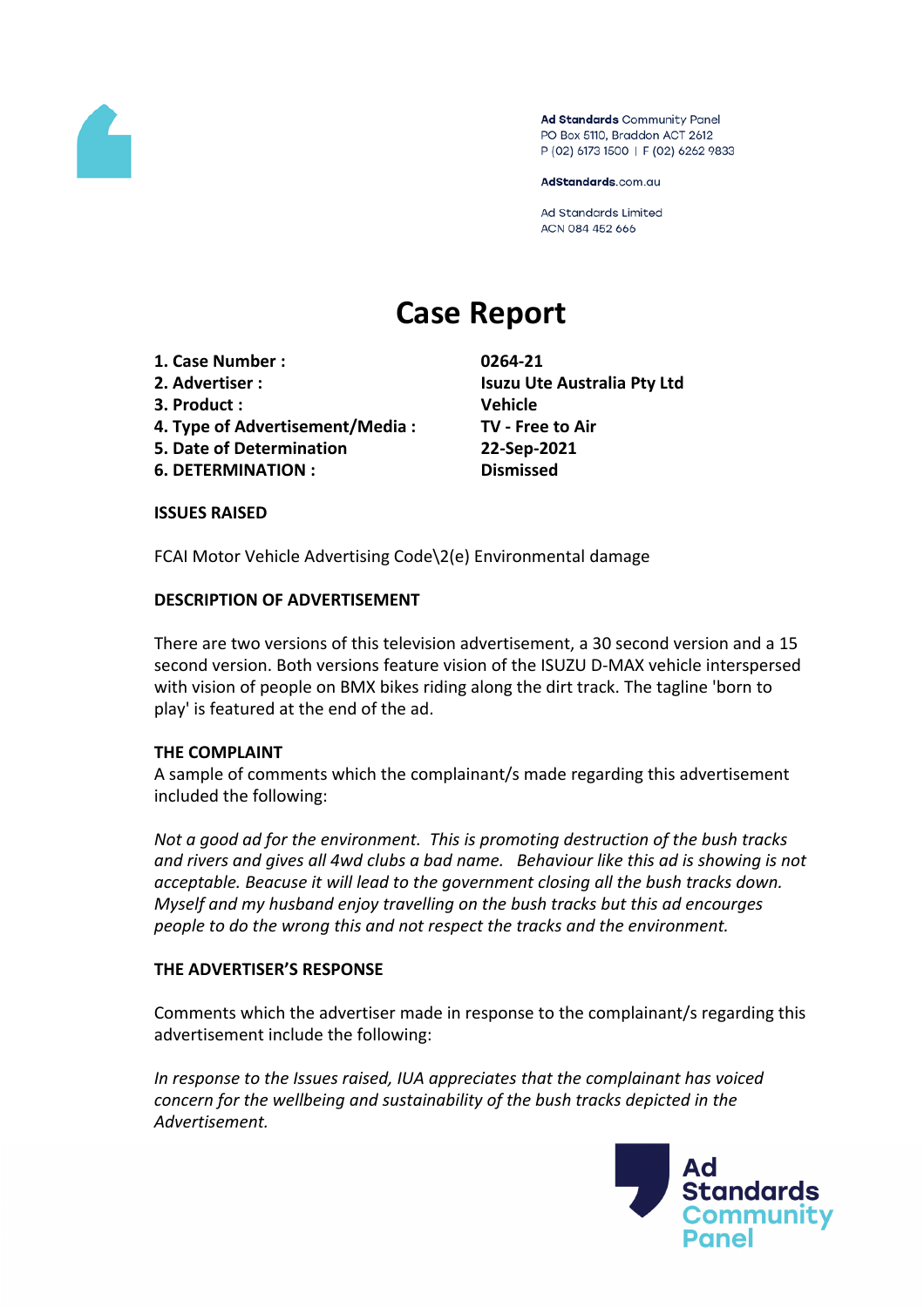Ad Standards Community Panel
PO Box 5110, Braddon ACT 2612
P (02) 6173 1500 | F (02) 6262 9833

AdStandards.com.au

Ad Standards Limited
ACN 084 452 666

# Case Report

| | |
|---|---|
| **1. Case Number :** | **0264-21** |
| **2. Advertiser :** | **Isuzu Ute Australia Pty Ltd** |
| **3. Product :** | **Vehicle** |
| **4. Type of Advertisement/Media :** | **TV - Free to Air** |
| **5. Date of Determination** | **22-Sep-2021** |
| **6. DETERMINATION :** | **Dismissed** |

## ISSUES RAISED

FCAI Motor Vehicle Advertising Code\2(e) Environmental damage

## DESCRIPTION OF ADVERTISEMENT

There are two versions of this television advertisement, a 30 second version and a 15 second version. Both versions feature vision of the ISUZU D-MAX vehicle interspersed with vision of people on BMX bikes riding along the dirt track. The tagline 'born to play' is featured at the end of the ad.

## THE COMPLAINT

A sample of comments which the complainant/s made regarding this advertisement included the following:

*Not a good ad for the environment. This is promoting destruction of the bush tracks and rivers and gives all 4wd clubs a bad name. Behaviour like this ad is showing is not acceptable. Beacuse it will lead to the government closing all the bush tracks down. Myself and my husband enjoy travelling on the bush tracks but this ad encourges people to do the wrong this and not respect the tracks and the environment.*

## THE ADVERTISER'S RESPONSE

Comments which the advertiser made in response to the complainant/s regarding this advertisement include the following:

*In response to the Issues raised, IUA appreciates that the complainant has voiced concern for the wellbeing and sustainability of the bush tracks depicted in the Advertisement.*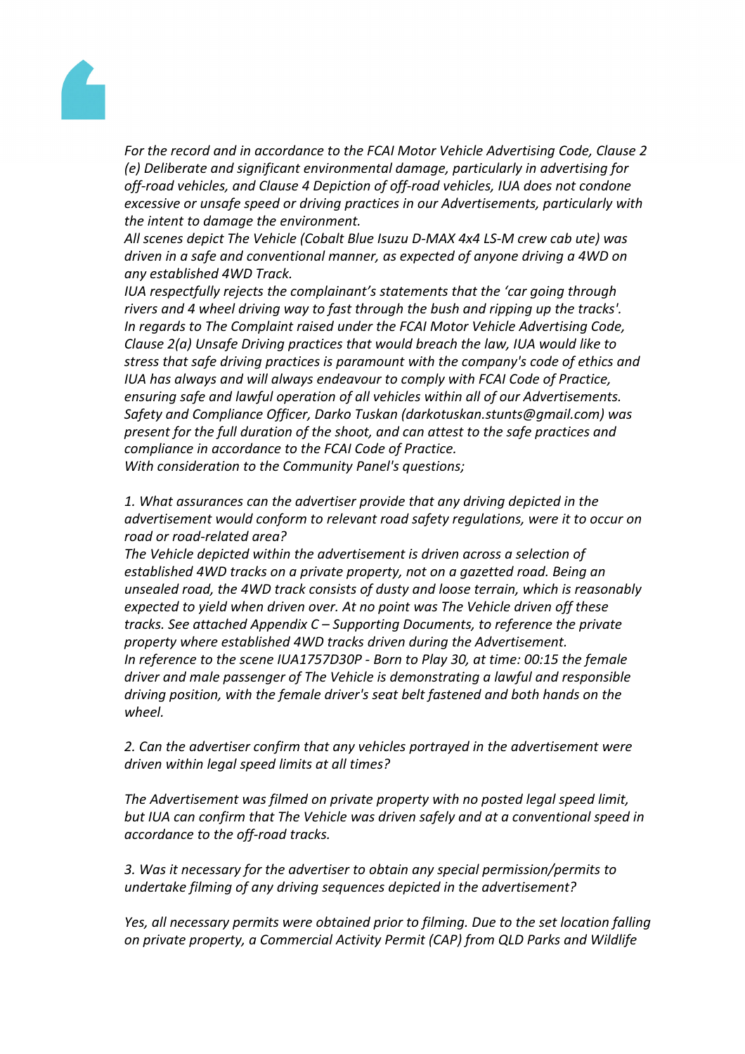*For the record and in accordance to the FCAI Motor Vehicle Advertising Code, Clause 2 (e) Deliberate and significant environmental damage, particularly in advertising for off-road vehicles, and Clause 4 Depiction of off-road vehicles, IUA does not condone excessive or unsafe speed or driving practices in our Advertisements, particularly with the intent to damage the environment.*
*All scenes depict The Vehicle (Cobalt Blue Isuzu D-MAX 4x4 LS-M crew cab ute) was driven in a safe and conventional manner, as expected of anyone driving a 4WD on any established 4WD Track.*
*IUA respectfully rejects the complainant's statements that the 'car going through rivers and 4 wheel driving way to fast through the bush and ripping up the tracks'.*
*In regards to The Complaint raised under the FCAI Motor Vehicle Advertising Code, Clause 2(a) Unsafe Driving practices that would breach the law, IUA would like to stress that safe driving practices is paramount with the company's code of ethics and IUA has always and will always endeavour to comply with FCAI Code of Practice, ensuring safe and lawful operation of all vehicles within all of our Advertisements.*
*Safety and Compliance Officer, Darko Tuskan (darkotuskan.stunts@gmail.com) was present for the full duration of the shoot, and can attest to the safe practices and compliance in accordance to the FCAI Code of Practice.*
*With consideration to the Community Panel's questions;*

*1. What assurances can the advertiser provide that any driving depicted in the advertisement would conform to relevant road safety regulations, were it to occur on road or road-related area?*
*The Vehicle depicted within the advertisement is driven across a selection of established 4WD tracks on a private property, not on a gazetted road. Being an unsealed road, the 4WD track consists of dusty and loose terrain, which is reasonably expected to yield when driven over. At no point was The Vehicle driven off these tracks. See attached Appendix C – Supporting Documents, to reference the private property where established 4WD tracks driven during the Advertisement.*
*In reference to the scene IUA1757D30P - Born to Play 30, at time: 00:15 the female driver and male passenger of The Vehicle is demonstrating a lawful and responsible driving position, with the female driver's seat belt fastened and both hands on the wheel.*

*2. Can the advertiser confirm that any vehicles portrayed in the advertisement were driven within legal speed limits at all times?*

*The Advertisement was filmed on private property with no posted legal speed limit, but IUA can confirm that The Vehicle was driven safely and at a conventional speed in accordance to the off-road tracks.*

*3. Was it necessary for the advertiser to obtain any special permission/permits to undertake filming of any driving sequences depicted in the advertisement?*

*Yes, all necessary permits were obtained prior to filming. Due to the set location falling on private property, a Commercial Activity Permit (CAP) from QLD Parks and Wildlife*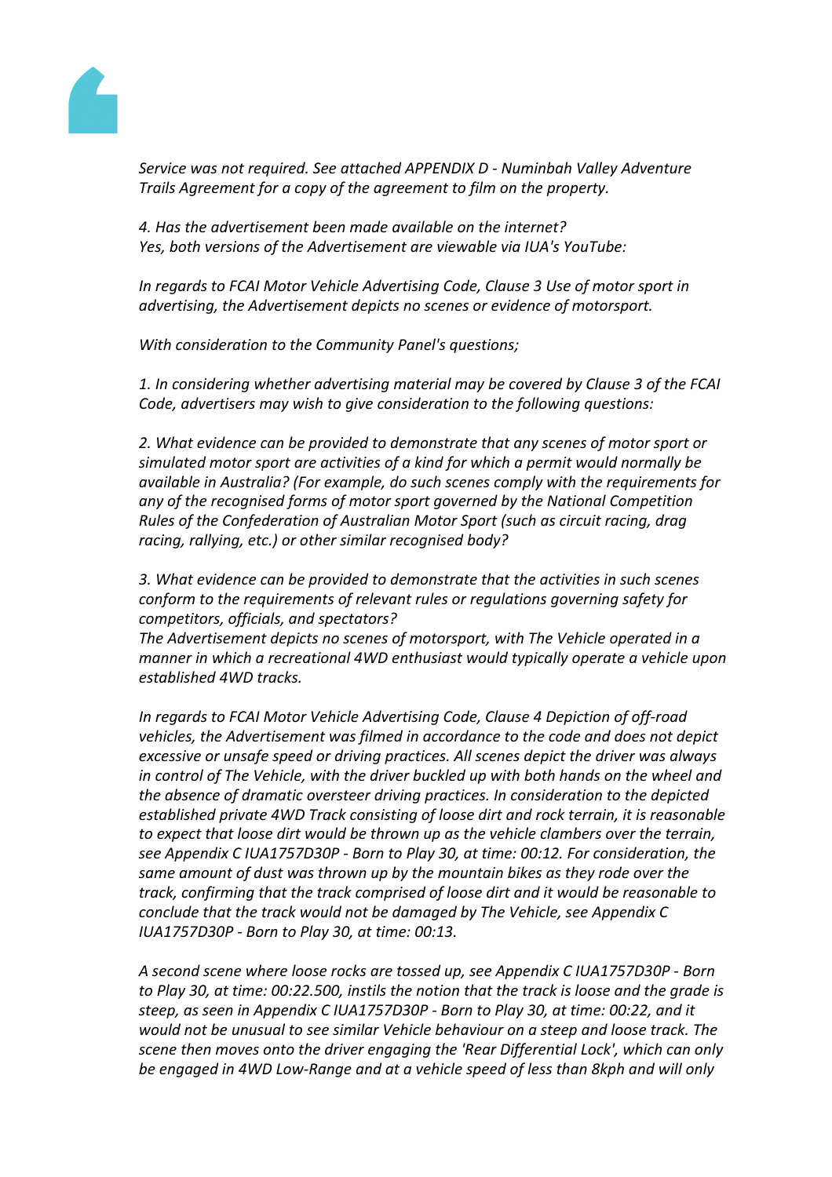*Service was not required. See attached APPENDIX D - Numinbah Valley Adventure Trails Agreement for a copy of the agreement to film on the property.*

*4. Has the advertisement been made available on the internet?*
*Yes, both versions of the Advertisement are viewable via IUA's YouTube:*

*In regards to FCAI Motor Vehicle Advertising Code, Clause 3 Use of motor sport in advertising, the Advertisement depicts no scenes or evidence of motorsport.*

*With consideration to the Community Panel's questions;*

*1. In considering whether advertising material may be covered by Clause 3 of the FCAI Code, advertisers may wish to give consideration to the following questions:*

*2. What evidence can be provided to demonstrate that any scenes of motor sport or simulated motor sport are activities of a kind for which a permit would normally be available in Australia? (For example, do such scenes comply with the requirements for any of the recognised forms of motor sport governed by the National Competition Rules of the Confederation of Australian Motor Sport (such as circuit racing, drag racing, rallying, etc.) or other similar recognised body?*

*3. What evidence can be provided to demonstrate that the activities in such scenes conform to the requirements of relevant rules or regulations governing safety for competitors, officials, and spectators?*
*The Advertisement depicts no scenes of motorsport, with The Vehicle operated in a manner in which a recreational 4WD enthusiast would typically operate a vehicle upon established 4WD tracks.*

*In regards to FCAI Motor Vehicle Advertising Code, Clause 4 Depiction of off-road vehicles, the Advertisement was filmed in accordance to the code and does not depict excessive or unsafe speed or driving practices. All scenes depict the driver was always in control of The Vehicle, with the driver buckled up with both hands on the wheel and the absence of dramatic oversteer driving practices. In consideration to the depicted established private 4WD Track consisting of loose dirt and rock terrain, it is reasonable to expect that loose dirt would be thrown up as the vehicle clambers over the terrain, see Appendix C IUA1757D30P - Born to Play 30, at time: 00:12. For consideration, the same amount of dust was thrown up by the mountain bikes as they rode over the track, confirming that the track comprised of loose dirt and it would be reasonable to conclude that the track would not be damaged by The Vehicle, see Appendix C IUA1757D30P - Born to Play 30, at time: 00:13.*

*A second scene where loose rocks are tossed up, see Appendix C IUA1757D30P - Born to Play 30, at time: 00:22.500, instils the notion that the track is loose and the grade is steep, as seen in Appendix C IUA1757D30P - Born to Play 30, at time: 00:22, and it would not be unusual to see similar Vehicle behaviour on a steep and loose track. The scene then moves onto the driver engaging the 'Rear Differential Lock', which can only be engaged in 4WD Low-Range and at a vehicle speed of less than 8kph and will only*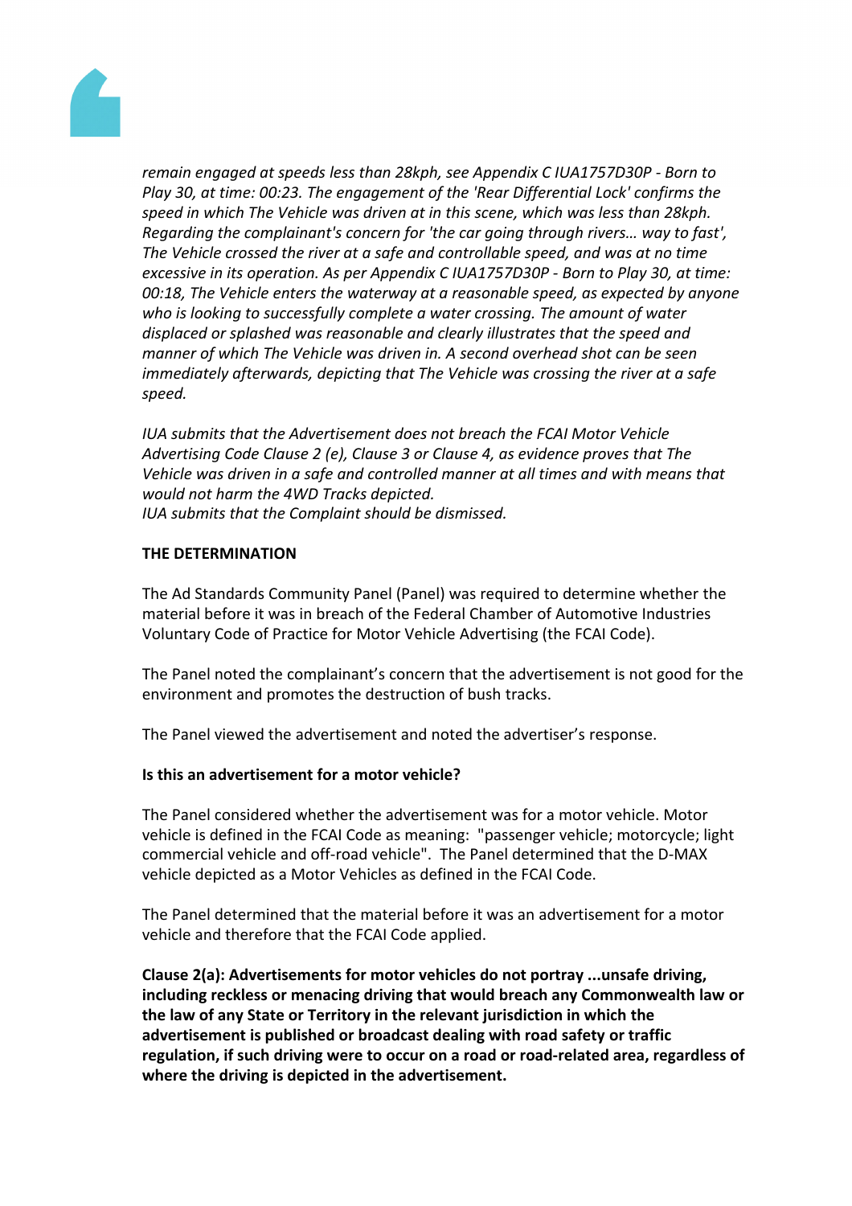*remain engaged at speeds less than 28kph, see Appendix C IUA1757D30P - Born to Play 30, at time: 00:23. The engagement of the 'Rear Differential Lock' confirms the speed in which The Vehicle was driven at in this scene, which was less than 28kph. Regarding the complainant's concern for 'the car going through rivers… way to fast', The Vehicle crossed the river at a safe and controllable speed, and was at no time excessive in its operation. As per Appendix C IUA1757D30P - Born to Play 30, at time: 00:18, The Vehicle enters the waterway at a reasonable speed, as expected by anyone who is looking to successfully complete a water crossing. The amount of water displaced or splashed was reasonable and clearly illustrates that the speed and manner of which The Vehicle was driven in. A second overhead shot can be seen immediately afterwards, depicting that The Vehicle was crossing the river at a safe speed.*

*IUA submits that the Advertisement does not breach the FCAI Motor Vehicle Advertising Code Clause 2 (e), Clause 3 or Clause 4, as evidence proves that The Vehicle was driven in a safe and controlled manner at all times and with means that would not harm the 4WD Tracks depicted.*
*IUA submits that the Complaint should be dismissed.*

**THE DETERMINATION**

The Ad Standards Community Panel (Panel) was required to determine whether the material before it was in breach of the Federal Chamber of Automotive Industries Voluntary Code of Practice for Motor Vehicle Advertising (the FCAI Code).

The Panel noted the complainant's concern that the advertisement is not good for the environment and promotes the destruction of bush tracks.

The Panel viewed the advertisement and noted the advertiser's response.

**Is this an advertisement for a motor vehicle?**

The Panel considered whether the advertisement was for a motor vehicle. Motor vehicle is defined in the FCAI Code as meaning: "passenger vehicle; motorcycle; light commercial vehicle and off-road vehicle". The Panel determined that the D-MAX vehicle depicted as a Motor Vehicles as defined in the FCAI Code.

The Panel determined that the material before it was an advertisement for a motor vehicle and therefore that the FCAI Code applied.

**Clause 2(a): Advertisements for motor vehicles do not portray ...unsafe driving, including reckless or menacing driving that would breach any Commonwealth law or the law of any State or Territory in the relevant jurisdiction in which the advertisement is published or broadcast dealing with road safety or traffic regulation, if such driving were to occur on a road or road-related area, regardless of where the driving is depicted in the advertisement.**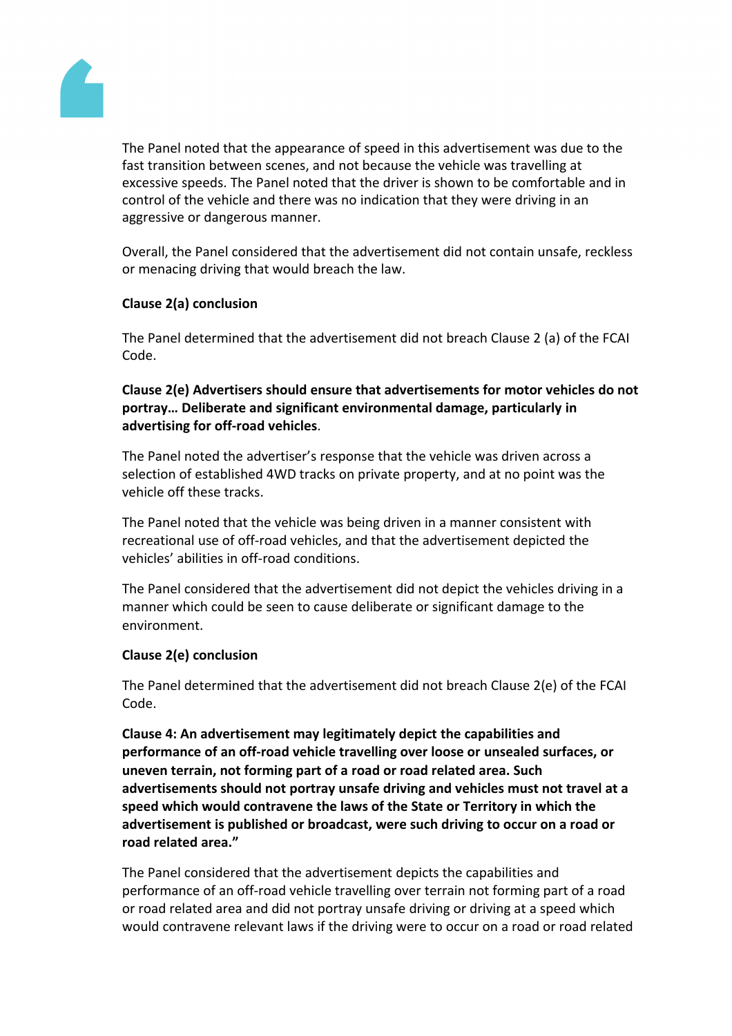The Panel noted that the appearance of speed in this advertisement was due to the fast transition between scenes, and not because the vehicle was travelling at excessive speeds. The Panel noted that the driver is shown to be comfortable and in control of the vehicle and there was no indication that they were driving in an aggressive or dangerous manner.

Overall, the Panel considered that the advertisement did not contain unsafe, reckless or menacing driving that would breach the law.

**Clause 2(a) conclusion**

The Panel determined that the advertisement did not breach Clause 2 (a) of the FCAI Code.

**Clause 2(e) Advertisers should ensure that advertisements for motor vehicles do not portray… Deliberate and significant environmental damage, particularly in advertising for off-road vehicles**.

The Panel noted the advertiser's response that the vehicle was driven across a selection of established 4WD tracks on private property, and at no point was the vehicle off these tracks.

The Panel noted that the vehicle was being driven in a manner consistent with recreational use of off-road vehicles, and that the advertisement depicted the vehicles' abilities in off-road conditions.

The Panel considered that the advertisement did not depict the vehicles driving in a manner which could be seen to cause deliberate or significant damage to the environment.

**Clause 2(e) conclusion**

The Panel determined that the advertisement did not breach Clause 2(e) of the FCAI Code.

**Clause 4: An advertisement may legitimately depict the capabilities and performance of an off-road vehicle travelling over loose or unsealed surfaces, or uneven terrain, not forming part of a road or road related area. Such advertisements should not portray unsafe driving and vehicles must not travel at a speed which would contravene the laws of the State or Territory in which the advertisement is published or broadcast, were such driving to occur on a road or road related area."**

The Panel considered that the advertisement depicts the capabilities and performance of an off-road vehicle travelling over terrain not forming part of a road or road related area and did not portray unsafe driving or driving at a speed which would contravene relevant laws if the driving were to occur on a road or road related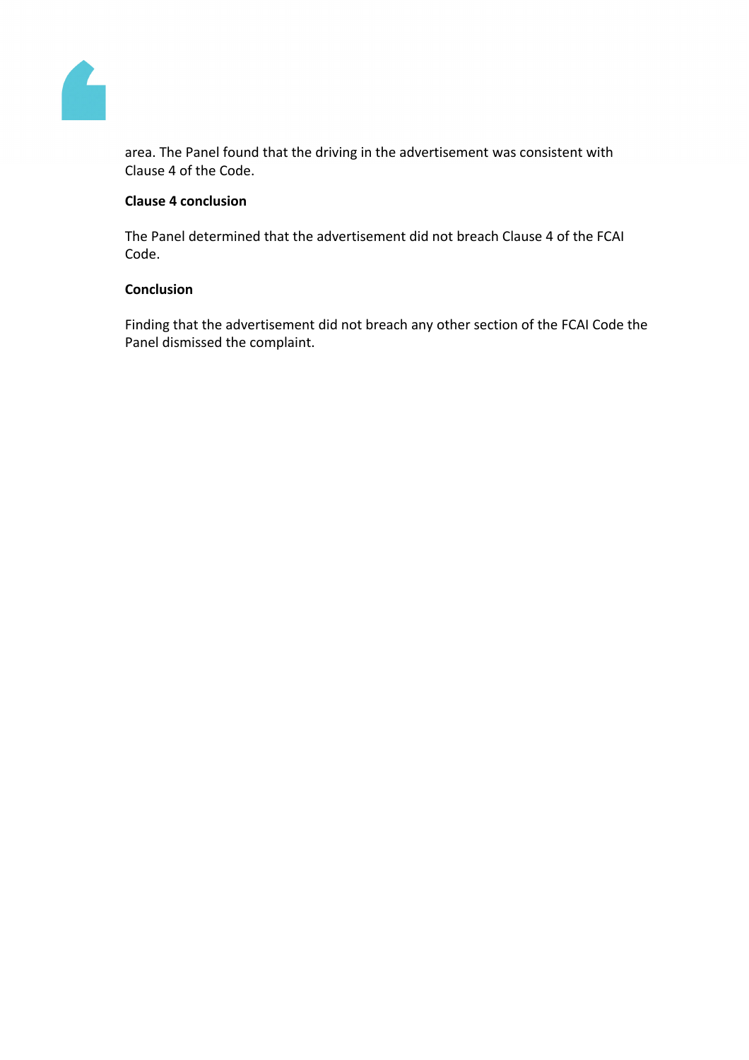area. The Panel found that the driving in the advertisement was consistent with Clause 4 of the Code.

**Clause 4 conclusion**

The Panel determined that the advertisement did not breach Clause 4 of the FCAI Code.

**Conclusion**

Finding that the advertisement did not breach any other section of the FCAI Code the Panel dismissed the complaint.